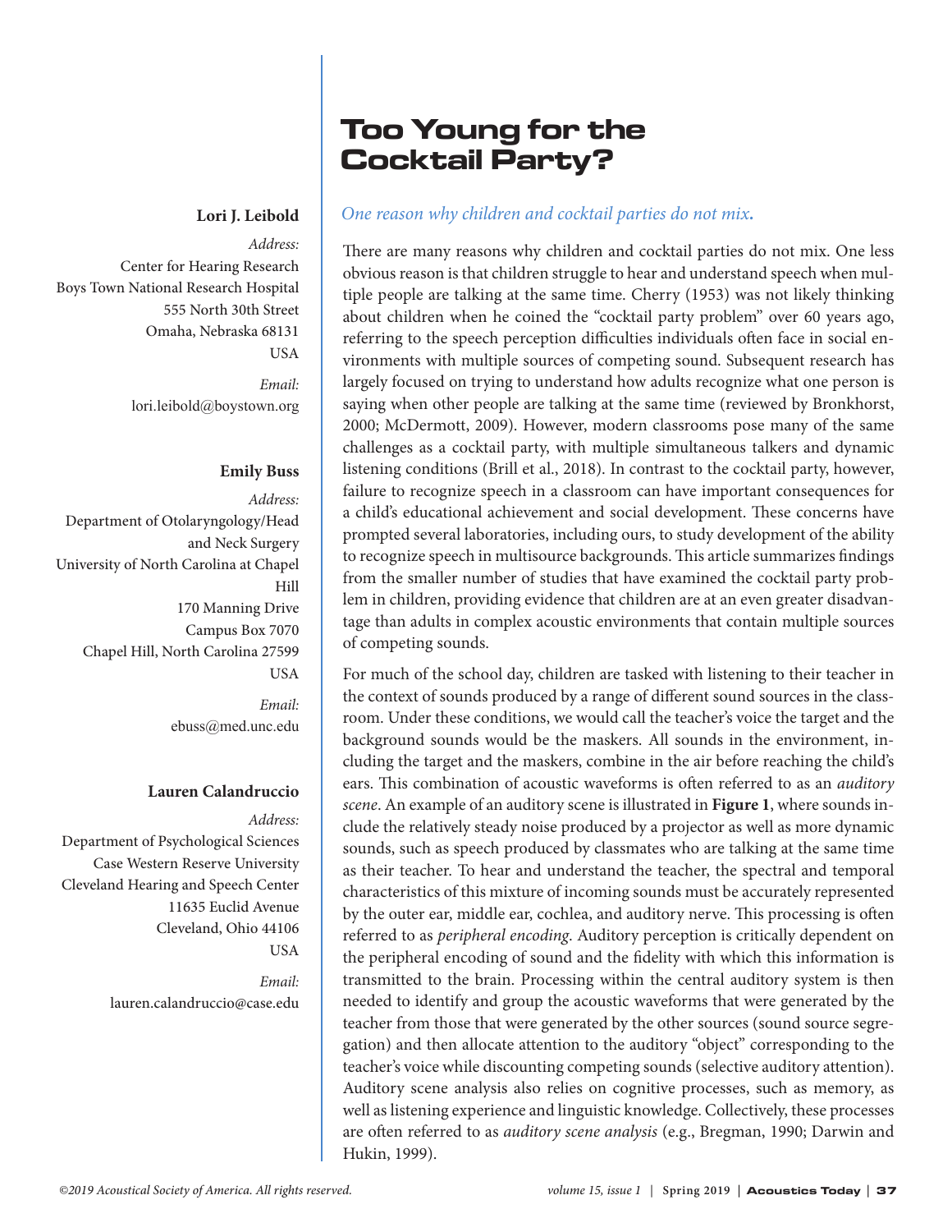# Too Young for the Cocktail Party?

*One reason why children and cocktail parties do not mix.*

**Lori J. Leibold**

*Address:*
Center for Hearing Research
Boys Town National Research Hospital
555 North 30th Street
Omaha, Nebraska 68131
USA

*Email:*
lori.leibold@boystown.org

**Emily Buss**

*Address:*
Department of Otolaryngology/Head and Neck Surgery
University of North Carolina at Chapel Hill
170 Manning Drive
Campus Box 7070
Chapel Hill, North Carolina 27599
USA

*Email:*
ebuss@med.unc.edu

**Lauren Calandruccio**

*Address:*
Department of Psychological Sciences
Case Western Reserve University
Cleveland Hearing and Speech Center
11635 Euclid Avenue
Cleveland, Ohio 44106
USA

*Email:*
lauren.calandruccio@case.edu

There are many reasons why children and cocktail parties do not mix. One less obvious reason is that children struggle to hear and understand speech when multiple people are talking at the same time. Cherry (1953) was not likely thinking about children when he coined the "cocktail party problem" over 60 years ago, referring to the speech perception difficulties individuals often face in social environments with multiple sources of competing sound. Subsequent research has largely focused on trying to understand how adults recognize what one person is saying when other people are talking at the same time (reviewed by Bronkhorst, 2000; McDermott, 2009). However, modern classrooms pose many of the same challenges as a cocktail party, with multiple simultaneous talkers and dynamic listening conditions (Brill et al., 2018). In contrast to the cocktail party, however, failure to recognize speech in a classroom can have important consequences for a child's educational achievement and social development. These concerns have prompted several laboratories, including ours, to study development of the ability to recognize speech in multisource backgrounds. This article summarizes findings from the smaller number of studies that have examined the cocktail party problem in children, providing evidence that children are at an even greater disadvantage than adults in complex acoustic environments that contain multiple sources of competing sounds.

For much of the school day, children are tasked with listening to their teacher in the context of sounds produced by a range of different sound sources in the classroom. Under these conditions, we would call the teacher's voice the target and the background sounds would be the maskers. All sounds in the environment, including the target and the maskers, combine in the air before reaching the child's ears. This combination of acoustic waveforms is often referred to as an *auditory scene*. An example of an auditory scene is illustrated in **Figure 1**, where sounds include the relatively steady noise produced by a projector as well as more dynamic sounds, such as speech produced by classmates who are talking at the same time as their teacher. To hear and understand the teacher, the spectral and temporal characteristics of this mixture of incoming sounds must be accurately represented by the outer ear, middle ear, cochlea, and auditory nerve. This processing is often referred to as *peripheral encoding*. Auditory perception is critically dependent on the peripheral encoding of sound and the fidelity with which this information is transmitted to the brain. Processing within the central auditory system is then needed to identify and group the acoustic waveforms that were generated by the teacher from those that were generated by the other sources (sound source segregation) and then allocate attention to the auditory "object" corresponding to the teacher's voice while discounting competing sounds (selective auditory attention). Auditory scene analysis also relies on cognitive processes, such as memory, as well as listening experience and linguistic knowledge. Collectively, these processes are often referred to as *auditory scene analysis* (e.g., Bregman, 1990; Darwin and Hukin, 1999).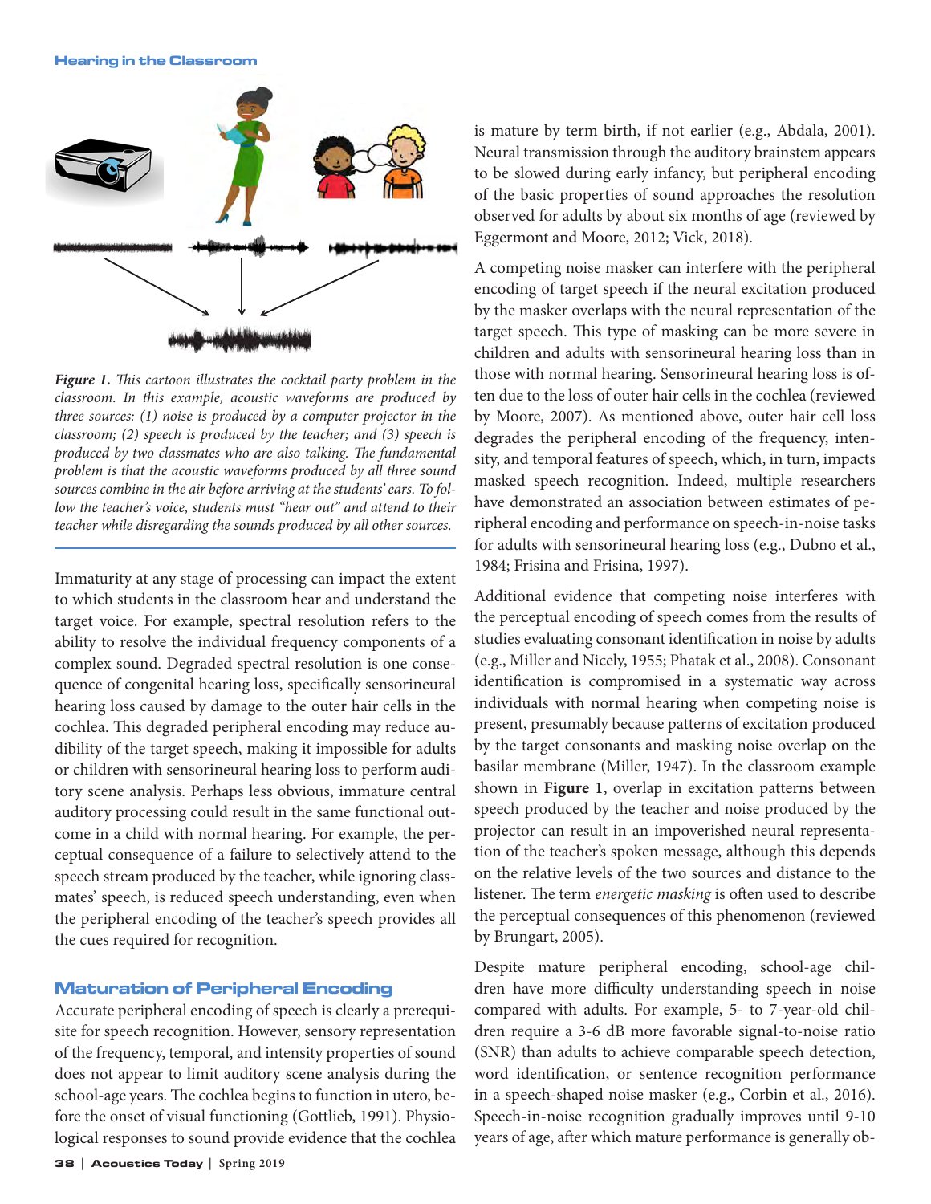*Figure 1. This cartoon illustrates the cocktail party problem in the classroom. In this example, acoustic waveforms are produced by three sources: (1) noise is produced by a computer projector in the classroom; (2) speech is produced by the teacher; and (3) speech is produced by two classmates who are also talking. The fundamental problem is that the acoustic waveforms produced by all three sound sources combine in the air before arriving at the students' ears. To follow the teacher's voice, students must "hear out" and attend to their teacher while disregarding the sounds produced by all other sources.*

Immaturity at any stage of processing can impact the extent to which students in the classroom hear and understand the target voice. For example, spectral resolution refers to the ability to resolve the individual frequency components of a complex sound. Degraded spectral resolution is one consequence of congenital hearing loss, specifically sensorineural hearing loss caused by damage to the outer hair cells in the cochlea. This degraded peripheral encoding may reduce audibility of the target speech, making it impossible for adults or children with sensorineural hearing loss to perform auditory scene analysis. Perhaps less obvious, immature central auditory processing could result in the same functional outcome in a child with normal hearing. For example, the perceptual consequence of a failure to selectively attend to the speech stream produced by the teacher, while ignoring classmates' speech, is reduced speech understanding, even when the peripheral encoding of the teacher's speech provides all the cues required for recognition.

## Maturation of Peripheral Encoding

Accurate peripheral encoding of speech is clearly a prerequisite for speech recognition. However, sensory representation of the frequency, temporal, and intensity properties of sound does not appear to limit auditory scene analysis during the school-age years. The cochlea begins to function in utero, before the onset of visual functioning (Gottlieb, 1991). Physiological responses to sound provide evidence that the cochlea is mature by term birth, if not earlier (e.g., Abdala, 2001). Neural transmission through the auditory brainstem appears to be slowed during early infancy, but peripheral encoding of the basic properties of sound approaches the resolution observed for adults by about six months of age (reviewed by Eggermont and Moore, 2012; Vick, 2018).

A competing noise masker can interfere with the peripheral encoding of target speech if the neural excitation produced by the masker overlaps with the neural representation of the target speech. This type of masking can be more severe in children and adults with sensorineural hearing loss than in those with normal hearing. Sensorineural hearing loss is often due to the loss of outer hair cells in the cochlea (reviewed by Moore, 2007). As mentioned above, outer hair cell loss degrades the peripheral encoding of the frequency, intensity, and temporal features of speech, which, in turn, impacts masked speech recognition. Indeed, multiple researchers have demonstrated an association between estimates of peripheral encoding and performance on speech-in-noise tasks for adults with sensorineural hearing loss (e.g., Dubno et al., 1984; Frisina and Frisina, 1997).

Additional evidence that competing noise interferes with the perceptual encoding of speech comes from the results of studies evaluating consonant identification in noise by adults (e.g., Miller and Nicely, 1955; Phatak et al., 2008). Consonant identification is compromised in a systematic way across individuals with normal hearing when competing noise is present, presumably because patterns of excitation produced by the target consonants and masking noise overlap on the basilar membrane (Miller, 1947). In the classroom example shown in **Figure 1**, overlap in excitation patterns between speech produced by the teacher and noise produced by the projector can result in an impoverished neural representation of the teacher's spoken message, although this depends on the relative levels of the two sources and distance to the listener. The term *energetic masking* is often used to describe the perceptual consequences of this phenomenon (reviewed by Brungart, 2005).

Despite mature peripheral encoding, school-age children have more difficulty understanding speech in noise compared with adults. For example, 5- to 7-year-old children require a 3-6 dB more favorable signal-to-noise ratio (SNR) than adults to achieve comparable speech detection, word identification, or sentence recognition performance in a speech-shaped noise masker (e.g., Corbin et al., 2016). Speech-in-noise recognition gradually improves until 9-10 years of age, after which mature performance is generally ob-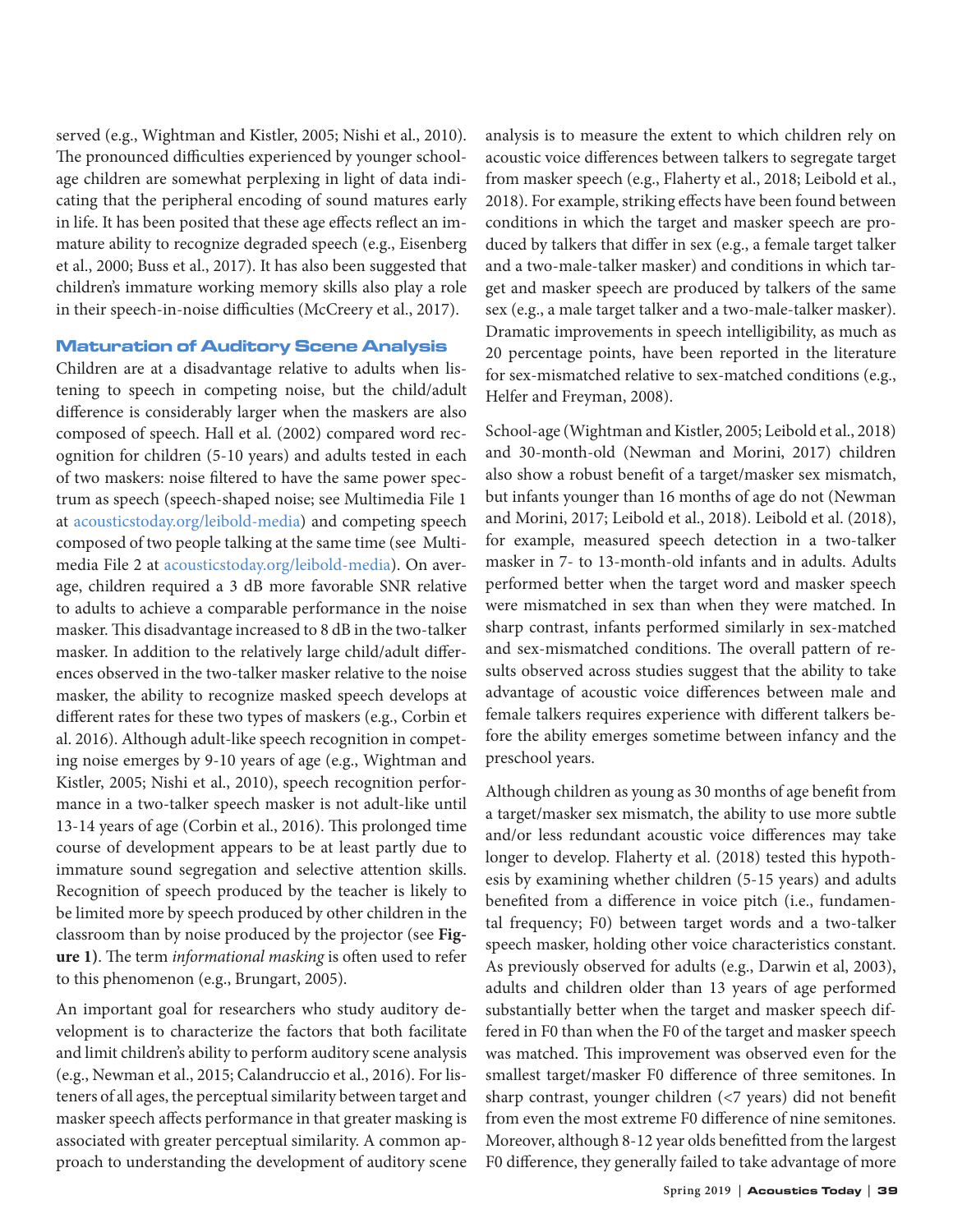served (e.g., Wightman and Kistler, 2005; Nishi et al., 2010). The pronounced difficulties experienced by younger school-age children are somewhat perplexing in light of data indicating that the peripheral encoding of sound matures early in life. It has been posited that these age effects reflect an immature ability to recognize degraded speech (e.g., Eisenberg et al., 2000; Buss et al., 2017). It has also been suggested that children's immature working memory skills also play a role in their speech-in-noise difficulties (McCreery et al., 2017).

## Maturation of Auditory Scene Analysis

Children are at a disadvantage relative to adults when listening to speech in competing noise, but the child/adult difference is considerably larger when the maskers are also composed of speech. Hall et al. (2002) compared word recognition for children (5-10 years) and adults tested in each of two maskers: noise filtered to have the same power spectrum as speech (speech-shaped noise; see Multimedia File 1 at acousticstoday.org/leibold-media) and competing speech composed of two people talking at the same time (see Multimedia File 2 at acousticstoday.org/leibold-media). On average, children required a 3 dB more favorable SNR relative to adults to achieve a comparable performance in the noise masker. This disadvantage increased to 8 dB in the two-talker masker. In addition to the relatively large child/adult differences observed in the two-talker masker relative to the noise masker, the ability to recognize masked speech develops at different rates for these two types of maskers (e.g., Corbin et al. 2016). Although adult-like speech recognition in competing noise emerges by 9-10 years of age (e.g., Wightman and Kistler, 2005; Nishi et al., 2010), speech recognition performance in a two-talker speech masker is not adult-like until 13-14 years of age (Corbin et al., 2016). This prolonged time course of development appears to be at least partly due to immature sound segregation and selective attention skills. Recognition of speech produced by the teacher is likely to be limited more by speech produced by other children in the classroom than by noise produced by the projector (see **Figure 1**). The term *informational masking* is often used to refer to this phenomenon (e.g., Brungart, 2005).

An important goal for researchers who study auditory development is to characterize the factors that both facilitate and limit children's ability to perform auditory scene analysis (e.g., Newman et al., 2015; Calandruccio et al., 2016). For listeners of all ages, the perceptual similarity between target and masker speech affects performance in that greater masking is associated with greater perceptual similarity. A common approach to understanding the development of auditory scene analysis is to measure the extent to which children rely on acoustic voice differences between talkers to segregate target from masker speech (e.g., Flaherty et al., 2018; Leibold et al., 2018). For example, striking effects have been found between conditions in which the target and masker speech are produced by talkers that differ in sex (e.g., a female target talker and a two-male-talker masker) and conditions in which target and masker speech are produced by talkers of the same sex (e.g., a male target talker and a two-male-talker masker). Dramatic improvements in speech intelligibility, as much as 20 percentage points, have been reported in the literature for sex-mismatched relative to sex-matched conditions (e.g., Helfer and Freyman, 2008).

School-age (Wightman and Kistler, 2005; Leibold et al., 2018) and 30-month-old (Newman and Morini, 2017) children also show a robust benefit of a target/masker sex mismatch, but infants younger than 16 months of age do not (Newman and Morini, 2017; Leibold et al., 2018). Leibold et al. (2018), for example, measured speech detection in a two-talker masker in 7- to 13-month-old infants and in adults. Adults performed better when the target word and masker speech were mismatched in sex than when they were matched. In sharp contrast, infants performed similarly in sex-matched and sex-mismatched conditions. The overall pattern of results observed across studies suggest that the ability to take advantage of acoustic voice differences between male and female talkers requires experience with different talkers before the ability emerges sometime between infancy and the preschool years.

Although children as young as 30 months of age benefit from a target/masker sex mismatch, the ability to use more subtle and/or less redundant acoustic voice differences may take longer to develop. Flaherty et al. (2018) tested this hypothesis by examining whether children (5-15 years) and adults benefited from a difference in voice pitch (i.e., fundamental frequency; F0) between target words and a two-talker speech masker, holding other voice characteristics constant. As previously observed for adults (e.g., Darwin et al, 2003), adults and children older than 13 years of age performed substantially better when the target and masker speech differed in F0 than when the F0 of the target and masker speech was matched. This improvement was observed even for the smallest target/masker F0 difference of three semitones. In sharp contrast, younger children (<7 years) did not benefit from even the most extreme F0 difference of nine semitones. Moreover, although 8-12 year olds benefitted from the largest F0 difference, they generally failed to take advantage of more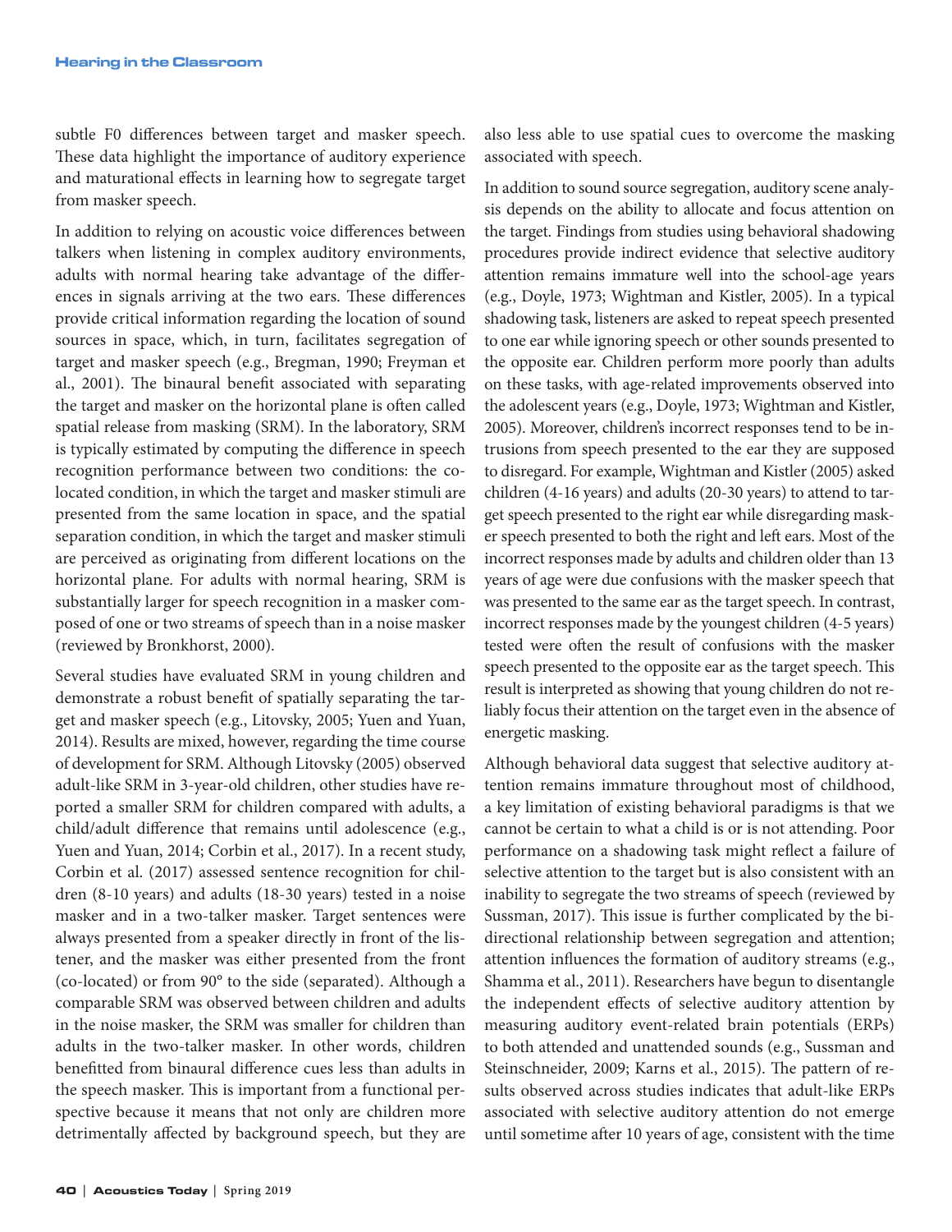subtle F0 differences between target and masker speech. These data highlight the importance of auditory experience and maturational effects in learning how to segregate target from masker speech.

In addition to relying on acoustic voice differences between talkers when listening in complex auditory environments, adults with normal hearing take advantage of the differences in signals arriving at the two ears. These differences provide critical information regarding the location of sound sources in space, which, in turn, facilitates segregation of target and masker speech (e.g., Bregman, 1990; Freyman et al., 2001). The binaural benefit associated with separating the target and masker on the horizontal plane is often called spatial release from masking (SRM). In the laboratory, SRM is typically estimated by computing the difference in speech recognition performance between two conditions: the co-located condition, in which the target and masker stimuli are presented from the same location in space, and the spatial separation condition, in which the target and masker stimuli are perceived as originating from different locations on the horizontal plane. For adults with normal hearing, SRM is substantially larger for speech recognition in a masker composed of one or two streams of speech than in a noise masker (reviewed by Bronkhorst, 2000).

Several studies have evaluated SRM in young children and demonstrate a robust benefit of spatially separating the target and masker speech (e.g., Litovsky, 2005; Yuen and Yuan, 2014). Results are mixed, however, regarding the time course of development for SRM. Although Litovsky (2005) observed adult-like SRM in 3-year-old children, other studies have reported a smaller SRM for children compared with adults, a child/adult difference that remains until adolescence (e.g., Yuen and Yuan, 2014; Corbin et al., 2017). In a recent study, Corbin et al. (2017) assessed sentence recognition for children (8-10 years) and adults (18-30 years) tested in a noise masker and in a two-talker masker. Target sentences were always presented from a speaker directly in front of the listener, and the masker was either presented from the front (co-located) or from 90° to the side (separated). Although a comparable SRM was observed between children and adults in the noise masker, the SRM was smaller for children than adults in the two-talker masker. In other words, children benefitted from binaural difference cues less than adults in the speech masker. This is important from a functional perspective because it means that not only are children more detrimentally affected by background speech, but they are also less able to use spatial cues to overcome the masking associated with speech.

In addition to sound source segregation, auditory scene analysis depends on the ability to allocate and focus attention on the target. Findings from studies using behavioral shadowing procedures provide indirect evidence that selective auditory attention remains immature well into the school-age years (e.g., Doyle, 1973; Wightman and Kistler, 2005). In a typical shadowing task, listeners are asked to repeat speech presented to one ear while ignoring speech or other sounds presented to the opposite ear. Children perform more poorly than adults on these tasks, with age-related improvements observed into the adolescent years (e.g., Doyle, 1973; Wightman and Kistler, 2005). Moreover, children's incorrect responses tend to be intrusions from speech presented to the ear they are supposed to disregard. For example, Wightman and Kistler (2005) asked children (4-16 years) and adults (20-30 years) to attend to target speech presented to the right ear while disregarding masker speech presented to both the right and left ears. Most of the incorrect responses made by adults and children older than 13 years of age were due confusions with the masker speech that was presented to the same ear as the target speech. In contrast, incorrect responses made by the youngest children (4-5 years) tested were often the result of confusions with the masker speech presented to the opposite ear as the target speech. This result is interpreted as showing that young children do not reliably focus their attention on the target even in the absence of energetic masking.

Although behavioral data suggest that selective auditory attention remains immature throughout most of childhood, a key limitation of existing behavioral paradigms is that we cannot be certain to what a child is or is not attending. Poor performance on a shadowing task might reflect a failure of selective attention to the target but is also consistent with an inability to segregate the two streams of speech (reviewed by Sussman, 2017). This issue is further complicated by the bidirectional relationship between segregation and attention; attention influences the formation of auditory streams (e.g., Shamma et al., 2011). Researchers have begun to disentangle the independent effects of selective auditory attention by measuring auditory event-related brain potentials (ERPs) to both attended and unattended sounds (e.g., Sussman and Steinschneider, 2009; Karns et al., 2015). The pattern of results observed across studies indicates that adult-like ERPs associated with selective auditory attention do not emerge until sometime after 10 years of age, consistent with the time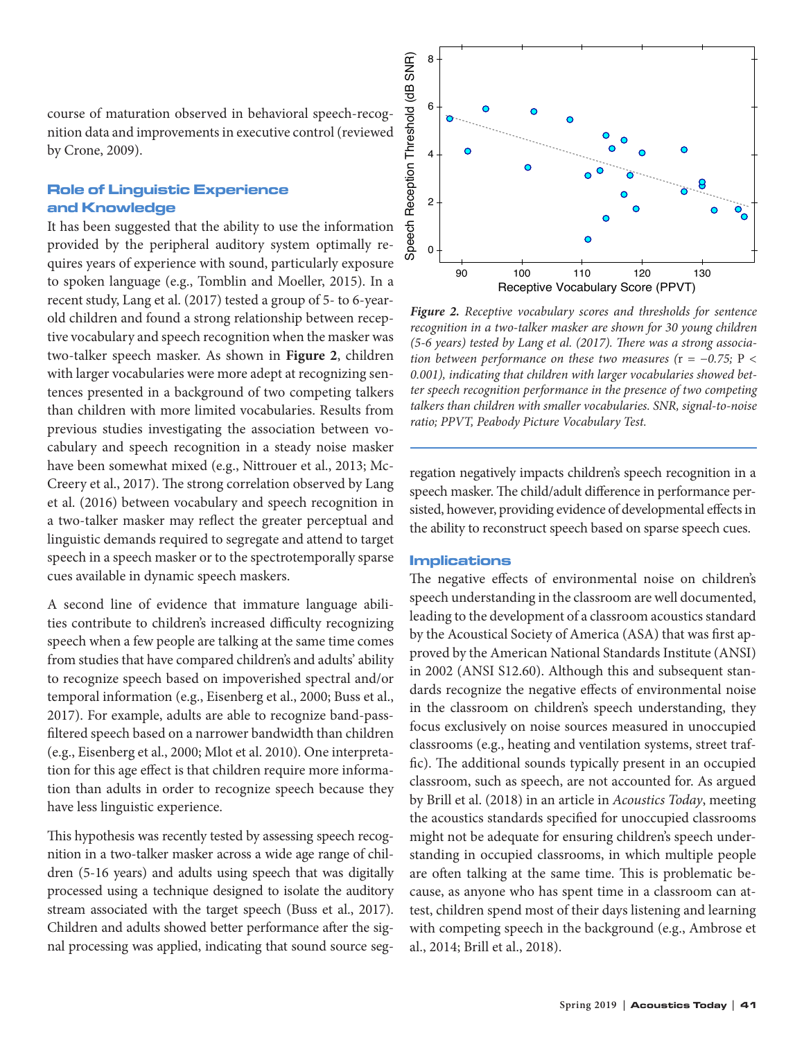course of maturation observed in behavioral speech-recognition data and improvements in executive control (reviewed by Crone, 2009).

## Role of Linguistic Experience and Knowledge

It has been suggested that the ability to use the information provided by the peripheral auditory system optimally requires years of experience with sound, particularly exposure to spoken language (e.g., Tomblin and Moeller, 2015). In a recent study, Lang et al. (2017) tested a group of 5- to 6-year-old children and found a strong relationship between receptive vocabulary and speech recognition when the masker was two-talker speech masker. As shown in **Figure 2**, children with larger vocabularies were more adept at recognizing sentences presented in a background of two competing talkers than children with more limited vocabularies. Results from previous studies investigating the association between vocabulary and speech recognition in a steady noise masker have been somewhat mixed (e.g., Nittrouer et al., 2013; McCreery et al., 2017). The strong correlation observed by Lang et al. (2016) between vocabulary and speech recognition in a two-talker masker may reflect the greater perceptual and linguistic demands required to segregate and attend to target speech in a speech masker or to the spectrotemporally sparse cues available in dynamic speech maskers.

A second line of evidence that immature language abilities contribute to children's increased difficulty recognizing speech when a few people are talking at the same time comes from studies that have compared children's and adults' ability to recognize speech based on impoverished spectral and/or temporal information (e.g., Eisenberg et al., 2000; Buss et al., 2017). For example, adults are able to recognize band-pass-filtered speech based on a narrower bandwidth than children (e.g., Eisenberg et al., 2000; Mlot et al. 2010). One interpretation for this age effect is that children require more information than adults in order to recognize speech because they have less linguistic experience.

This hypothesis was recently tested by assessing speech recognition in a two-talker masker across a wide age range of children (5-16 years) and adults using speech that was digitally processed using a technique designed to isolate the auditory stream associated with the target speech (Buss et al., 2017). Children and adults showed better performance after the signal processing was applied, indicating that sound source segregation negatively impacts children's speech recognition in a speech masker. The child/adult difference in performance persisted, however, providing evidence of developmental effects in the ability to reconstruct speech based on sparse speech cues.

*__Figure 2.__ Receptive vocabulary scores and thresholds for sentence recognition in a two-talker masker are shown for 30 young children (5-6 years) tested by Lang et al. (2017). There was a strong association between performance on these two measures (r = −0.75; P < 0.001), indicating that children with larger vocabularies showed better speech recognition performance in the presence of two competing talkers than children with smaller vocabularies. SNR, signal-to-noise ratio; PPVT, Peabody Picture Vocabulary Test.*

## Implications

The negative effects of environmental noise on children's speech understanding in the classroom are well documented, leading to the development of a classroom acoustics standard by the Acoustical Society of America (ASA) that was first approved by the American National Standards Institute (ANSI) in 2002 (ANSI S12.60). Although this and subsequent standards recognize the negative effects of environmental noise in the classroom on children's speech understanding, they focus exclusively on noise sources measured in unoccupied classrooms (e.g., heating and ventilation systems, street traffic). The additional sounds typically present in an occupied classroom, such as speech, are not accounted for. As argued by Brill et al. (2018) in an article in *Acoustics Today*, meeting the acoustics standards specified for unoccupied classrooms might not be adequate for ensuring children's speech understanding in occupied classrooms, in which multiple people are often talking at the same time. This is problematic because, as anyone who has spent time in a classroom can attest, children spend most of their days listening and learning with competing speech in the background (e.g., Ambrose et al., 2014; Brill et al., 2018).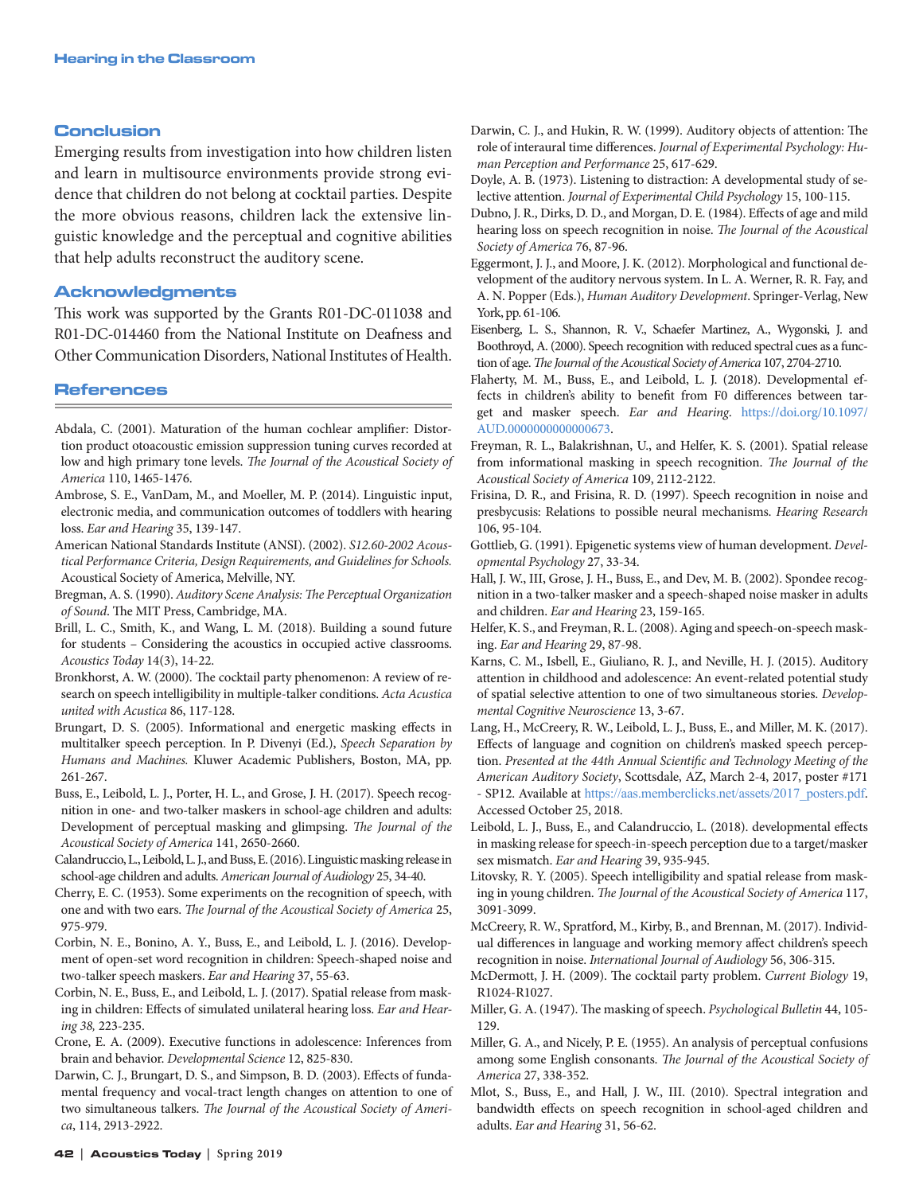## Conclusion

Emerging results from investigation into how children listen and learn in multisource environments provide strong evidence that children do not belong at cocktail parties. Despite the more obvious reasons, children lack the extensive linguistic knowledge and the perceptual and cognitive abilities that help adults reconstruct the auditory scene.

## Acknowledgments

This work was supported by the Grants R01-DC-011038 and R01-DC-014460 from the National Institute on Deafness and Other Communication Disorders, National Institutes of Health.

## References

Abdala, C. (2001). Maturation of the human cochlear amplifier: Distortion product otoacoustic emission suppression tuning curves recorded at low and high primary tone levels. *The Journal of the Acoustical Society of America* 110, 1465-1476.

Ambrose, S. E., VanDam, M., and Moeller, M. P. (2014). Linguistic input, electronic media, and communication outcomes of toddlers with hearing loss. *Ear and Hearing* 35, 139-147.

American National Standards Institute (ANSI). (2002). *S12.60-2002 Acoustical Performance Criteria, Design Requirements, and Guidelines for Schools.* Acoustical Society of America, Melville, NY.

Bregman, A. S. (1990). *Auditory Scene Analysis: The Perceptual Organization of Sound*. The MIT Press, Cambridge, MA.

Brill, L. C., Smith, K., and Wang, L. M. (2018). Building a sound future for students – Considering the acoustics in occupied active classrooms. *Acoustics Today* 14(3), 14-22.

Bronkhorst, A. W. (2000). The cocktail party phenomenon: A review of research on speech intelligibility in multiple-talker conditions. *Acta Acustica united with Acustica* 86, 117-128.

Brungart, D. S. (2005). Informational and energetic masking effects in multitalker speech perception. In P. Divenyi (Ed.), *Speech Separation by Humans and Machines.* Kluwer Academic Publishers, Boston, MA, pp. 261-267.

Buss, E., Leibold, L. J., Porter, H. L., and Grose, J. H. (2017). Speech recognition in one- and two-talker maskers in school-age children and adults: Development of perceptual masking and glimpsing. *The Journal of the Acoustical Society of America* 141, 2650-2660.

Calandruccio, L., Leibold, L. J., and Buss, E. (2016). Linguistic masking release in school-age children and adults. *American Journal of Audiology* 25, 34-40.

Cherry, E. C. (1953). Some experiments on the recognition of speech, with one and with two ears. *The Journal of the Acoustical Society of America* 25, 975-979.

Corbin, N. E., Bonino, A. Y., Buss, E., and Leibold, L. J. (2016). Development of open-set word recognition in children: Speech-shaped noise and two-talker speech maskers. *Ear and Hearing* 37, 55-63.

Corbin, N. E., Buss, E., and Leibold, L. J. (2017). Spatial release from masking in children: Effects of simulated unilateral hearing loss. *Ear and Hearing 38,* 223-235.

Crone, E. A. (2009). Executive functions in adolescence: Inferences from brain and behavior. *Developmental Science* 12, 825-830.

Darwin, C. J., Brungart, D. S., and Simpson, B. D. (2003). Effects of fundamental frequency and vocal-tract length changes on attention to one of two simultaneous talkers. *The Journal of the Acoustical Society of America*, 114, 2913-2922.

Darwin, C. J., and Hukin, R. W. (1999). Auditory objects of attention: The role of interaural time differences. *Journal of Experimental Psychology: Human Perception and Performance* 25, 617-629.

Doyle, A. B. (1973). Listening to distraction: A developmental study of selective attention. *Journal of Experimental Child Psychology* 15, 100-115.

Dubno, J. R., Dirks, D. D., and Morgan, D. E. (1984). Effects of age and mild hearing loss on speech recognition in noise. *The Journal of the Acoustical Society of America* 76, 87-96.

Eggermont, J. J., and Moore, J. K. (2012). Morphological and functional development of the auditory nervous system. In L. A. Werner, R. R. Fay, and A. N. Popper (Eds.), *Human Auditory Development*. Springer-Verlag, New York, pp. 61-106.

Eisenberg, L. S., Shannon, R. V., Schaefer Martinez, A., Wygonski, J. and Boothroyd, A. (2000). Speech recognition with reduced spectral cues as a function of age. *The Journal of the Acoustical Society of America* 107, 2704-2710.

Flaherty, M. M., Buss, E., and Leibold, L. J. (2018). Developmental effects in children's ability to benefit from F0 differences between target and masker speech. *Ear and Hearing*. https://doi.org/10.1097/AUD.0000000000000673.

Freyman, R. L., Balakrishnan, U., and Helfer, K. S. (2001). Spatial release from informational masking in speech recognition. *The Journal of the Acoustical Society of America* 109, 2112-2122.

Frisina, D. R., and Frisina, R. D. (1997). Speech recognition in noise and presbycusis: Relations to possible neural mechanisms. *Hearing Research* 106, 95-104.

Gottlieb, G. (1991). Epigenetic systems view of human development. *Developmental Psychology* 27, 33-34.

Hall, J. W., III, Grose, J. H., Buss, E., and Dev, M. B. (2002). Spondee recognition in a two-talker masker and a speech-shaped noise masker in adults and children. *Ear and Hearing* 23, 159-165.

Helfer, K. S., and Freyman, R. L. (2008). Aging and speech-on-speech masking. *Ear and Hearing* 29, 87-98.

Karns, C. M., Isbell, E., Giuliano, R. J., and Neville, H. J. (2015). Auditory attention in childhood and adolescence: An event-related potential study of spatial selective attention to one of two simultaneous stories. *Developmental Cognitive Neuroscience* 13, 3-67.

Lang, H., McCreery, R. W., Leibold, L. J., Buss, E., and Miller, M. K. (2017). Effects of language and cognition on children's masked speech perception. *Presented at the 44th Annual Scientific and Technology Meeting of the American Auditory Society*, Scottsdale, AZ, March 2-4, 2017, poster #171 - SP12. Available at https://aas.memberclicks.net/assets/2017_posters.pdf. Accessed October 25, 2018.

Leibold, L. J., Buss, E., and Calandruccio, L. (2018). developmental effects in masking release for speech-in-speech perception due to a target/masker sex mismatch. *Ear and Hearing* 39, 935-945.

Litovsky, R. Y. (2005). Speech intelligibility and spatial release from masking in young children. *The Journal of the Acoustical Society of America* 117, 3091-3099.

McCreery, R. W., Spratford, M., Kirby, B., and Brennan, M. (2017). Individual differences in language and working memory affect children's speech recognition in noise. *International Journal of Audiology* 56, 306-315.

McDermott, J. H. (2009). The cocktail party problem. *Current Biology* 19, R1024-R1027.

Miller, G. A. (1947). The masking of speech. *Psychological Bulletin* 44, 105-129.

Miller, G. A., and Nicely, P. E. (1955). An analysis of perceptual confusions among some English consonants. *The Journal of the Acoustical Society of America* 27, 338-352.

Mlot, S., Buss, E., and Hall, J. W., III. (2010). Spectral integration and bandwidth effects on speech recognition in school-aged children and adults. *Ear and Hearing* 31, 56-62.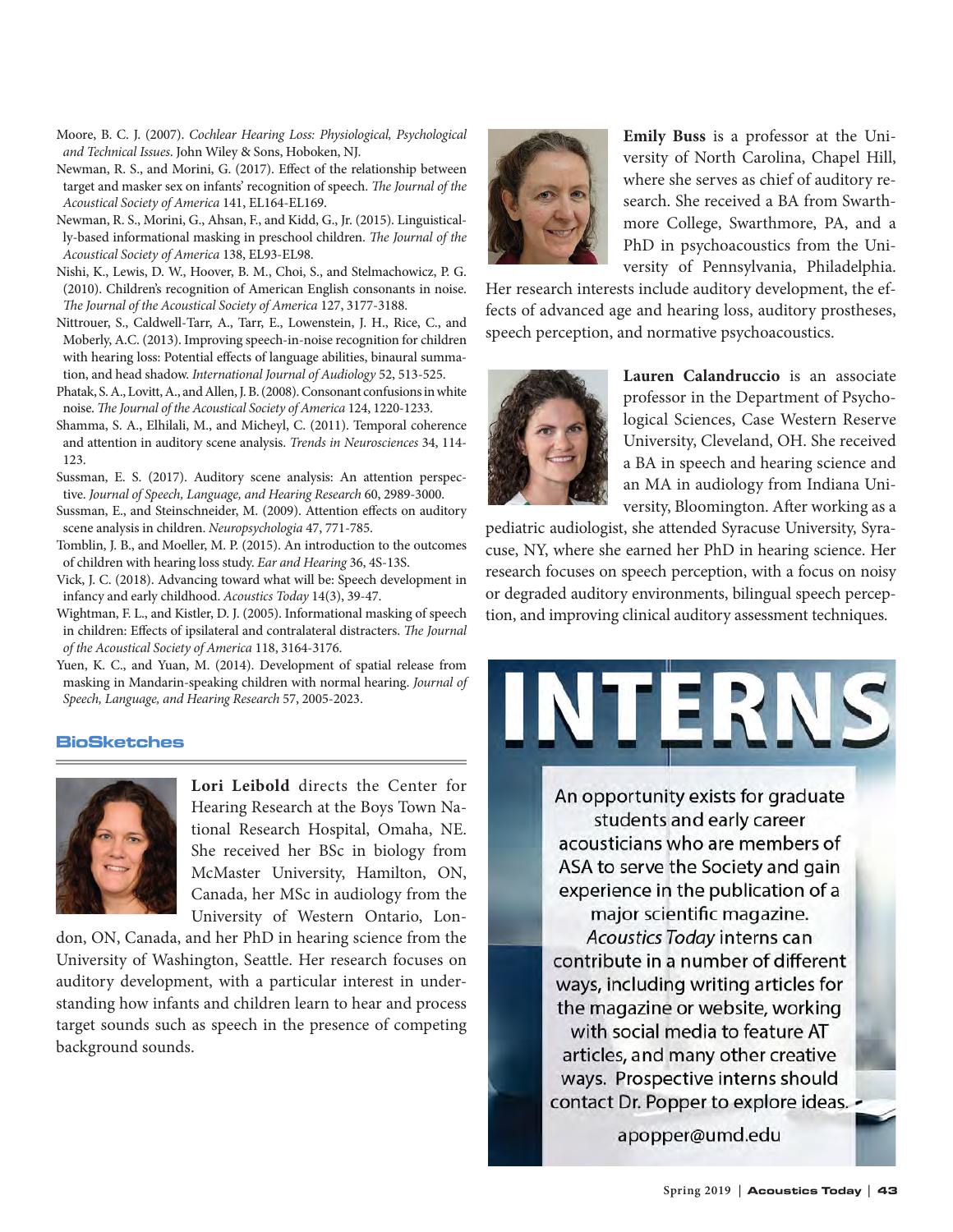Moore, B. C. J. (2007). *Cochlear Hearing Loss: Physiological, Psychological and Technical Issues*. John Wiley & Sons, Hoboken, NJ.

Newman, R. S., and Morini, G. (2017). Effect of the relationship between target and masker sex on infants' recognition of speech. *The Journal of the Acoustical Society of America* 141, EL164-EL169.

Newman, R. S., Morini, G., Ahsan, F., and Kidd, G., Jr. (2015). Linguistically-based informational masking in preschool children. *The Journal of the Acoustical Society of America* 138, EL93-EL98.

Nishi, K., Lewis, D. W., Hoover, B. M., Choi, S., and Stelmachowicz, P. G. (2010). Children's recognition of American English consonants in noise. *The Journal of the Acoustical Society of America* 127, 3177-3188.

Nittrouer, S., Caldwell-Tarr, A., Tarr, E., Lowenstein, J. H., Rice, C., and Moberly, A.C. (2013). Improving speech-in-noise recognition for children with hearing loss: Potential effects of language abilities, binaural summation, and head shadow. *International Journal of Audiology* 52, 513-525.

Phatak, S. A., Lovitt, A., and Allen, J. B. (2008). Consonant confusions in white noise. *The Journal of the Acoustical Society of America* 124, 1220-1233.

Shamma, S. A., Elhilali, M., and Micheyl, C. (2011). Temporal coherence and attention in auditory scene analysis. *Trends in Neurosciences* 34, 114-123.

Sussman, E. S. (2017). Auditory scene analysis: An attention perspective. *Journal of Speech, Language, and Hearing Research* 60, 2989-3000.

Sussman, E., and Steinschneider, M. (2009). Attention effects on auditory scene analysis in children. *Neuropsychologia* 47, 771-785.

Tomblin, J. B., and Moeller, M. P. (2015). An introduction to the outcomes of children with hearing loss study. *Ear and Hearing* 36, 4S-13S.

Vick, J. C. (2018). Advancing toward what will be: Speech development in infancy and early childhood. *Acoustics Today* 14(3), 39-47.

Wightman, F. L., and Kistler, D. J. (2005). Informational masking of speech in children: Effects of ipsilateral and contralateral distracters. *The Journal of the Acoustical Society of America* 118, 3164-3176.

Yuen, K. C., and Yuan, M. (2014). Development of spatial release from masking in Mandarin-speaking children with normal hearing. *Journal of Speech, Language, and Hearing Research* 57, 2005-2023.

## BioSketches

**Lori Leibold** directs the Center for Hearing Research at the Boys Town National Research Hospital, Omaha, NE. She received her BSc in biology from McMaster University, Hamilton, ON, Canada, her MSc in audiology from the University of Western Ontario, London, ON, Canada, and her PhD in hearing science from the University of Washington, Seattle. Her research focuses on auditory development, with a particular interest in understanding how infants and children learn to hear and process target sounds such as speech in the presence of competing background sounds.

**Emily Buss** is a professor at the University of North Carolina, Chapel Hill, where she serves as chief of auditory research. She received a BA from Swarthmore College, Swarthmore, PA, and a PhD in psychoacoustics from the University of Pennsylvania, Philadelphia. Her research interests include auditory development, the effects of advanced age and hearing loss, auditory prostheses, speech perception, and normative psychoacoustics.

**Lauren Calandruccio** is an associate professor in the Department of Psychological Sciences, Case Western Reserve University, Cleveland, OH. She received a BA in speech and hearing science and an MA in audiology from Indiana University, Bloomington. After working as a pediatric audiologist, she attended Syracuse University, Syracuse, NY, where she earned her PhD in hearing science. Her research focuses on speech perception, with a focus on noisy or degraded auditory environments, bilingual speech perception, and improving clinical auditory assessment techniques.

# INTERNS

An opportunity exists for graduate students and early career acousticians who are members of ASA to serve the Society and gain experience in the publication of a major scientific magazine. *Acoustics Today* interns can contribute in a number of different ways, including writing articles for the magazine or website, working with social media to feature AT articles, and many other creative ways. Prospective interns should contact Dr. Popper to explore ideas.

apopper@umd.edu